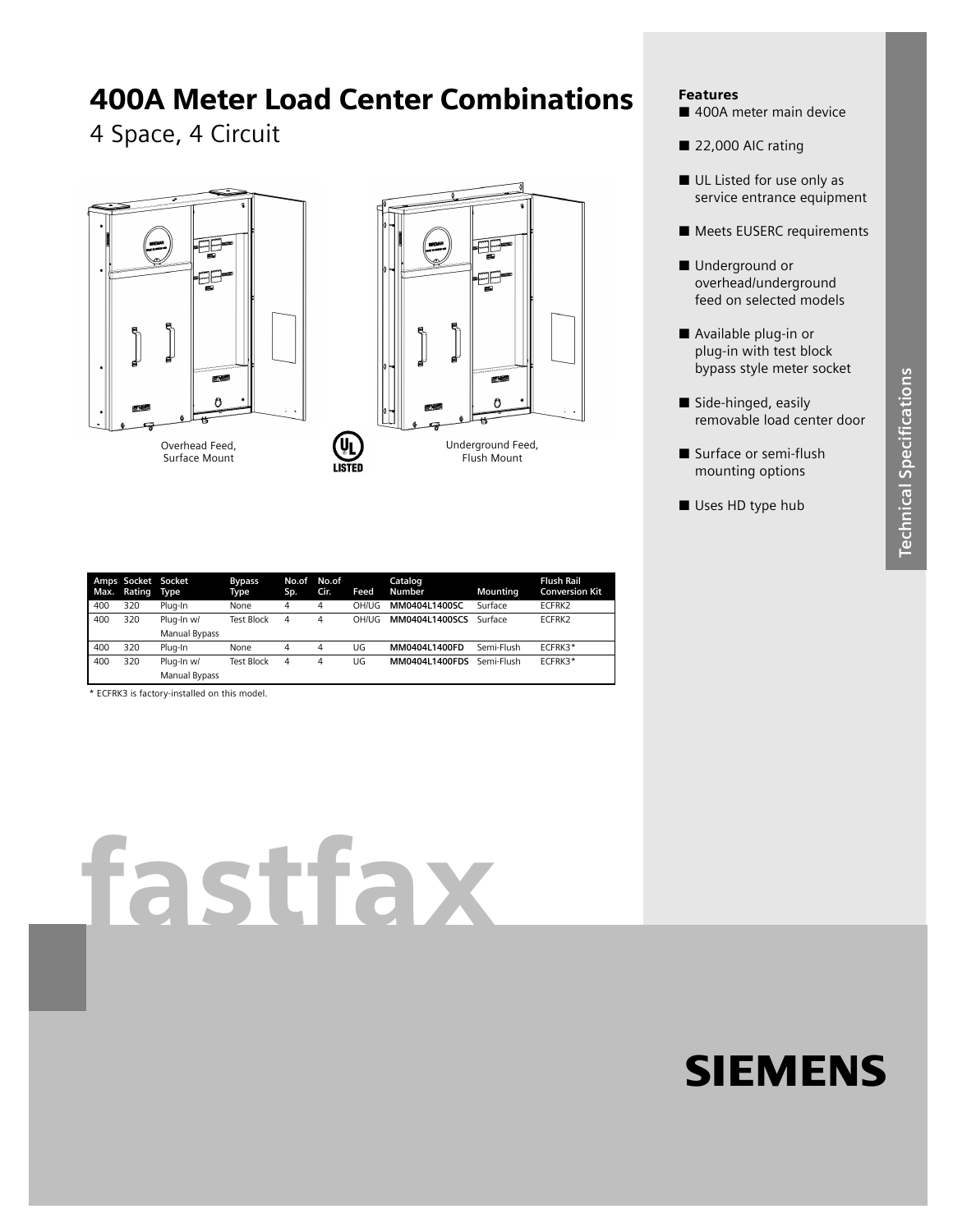# 400A Meter Load Center Combinations

4 Space, 4 Circuit

Overhead Feed, Surface Mount

Underground Feed, Flush Mount

| Amps Max. | Socket Rating | Socket Type | Bypass Type | No.of Sp. | No.of Cir. | Feed | Catalog Number | Mounting | Flush Rail Conversion Kit |
|---|---|---|---|---|---|---|---|---|---|
| 400 | 320 | Plug-In | None | 4 | 4 | OH/UG | **MM0404L1400SC** | Surface | ECFRK2 |
| 400 | 320 | Plug-In w/ Manual Bypass | Test Block | 4 | 4 | OH/UG | **MM0404L1400SCS** | Surface | ECFRK2 |
| 400 | 320 | Plug-In | None | 4 | 4 | UG | **MM0404L1400FD** | Semi-Flush | ECFRK3* |
| 400 | 320 | Plug-In w/ Manual Bypass | Test Block | 4 | 4 | UG | **MM0404L1400FDS** | Semi-Flush | ECFRK3* |

* ECFRK3 is factory-installed on this model.

### Features

- 400A meter main device
- 22,000 AIC rating
- UL Listed for use only as service entrance equipment
- Meets EUSERC requirements
- Underground or overhead/underground feed on selected models
- Available plug-in or plug-in with test block bypass style meter socket
- Side-hinged, easily removable load center door
- Surface or semi-flush mounting options
- Uses HD type hub

Technical Specifications

fastfax

SIEMENS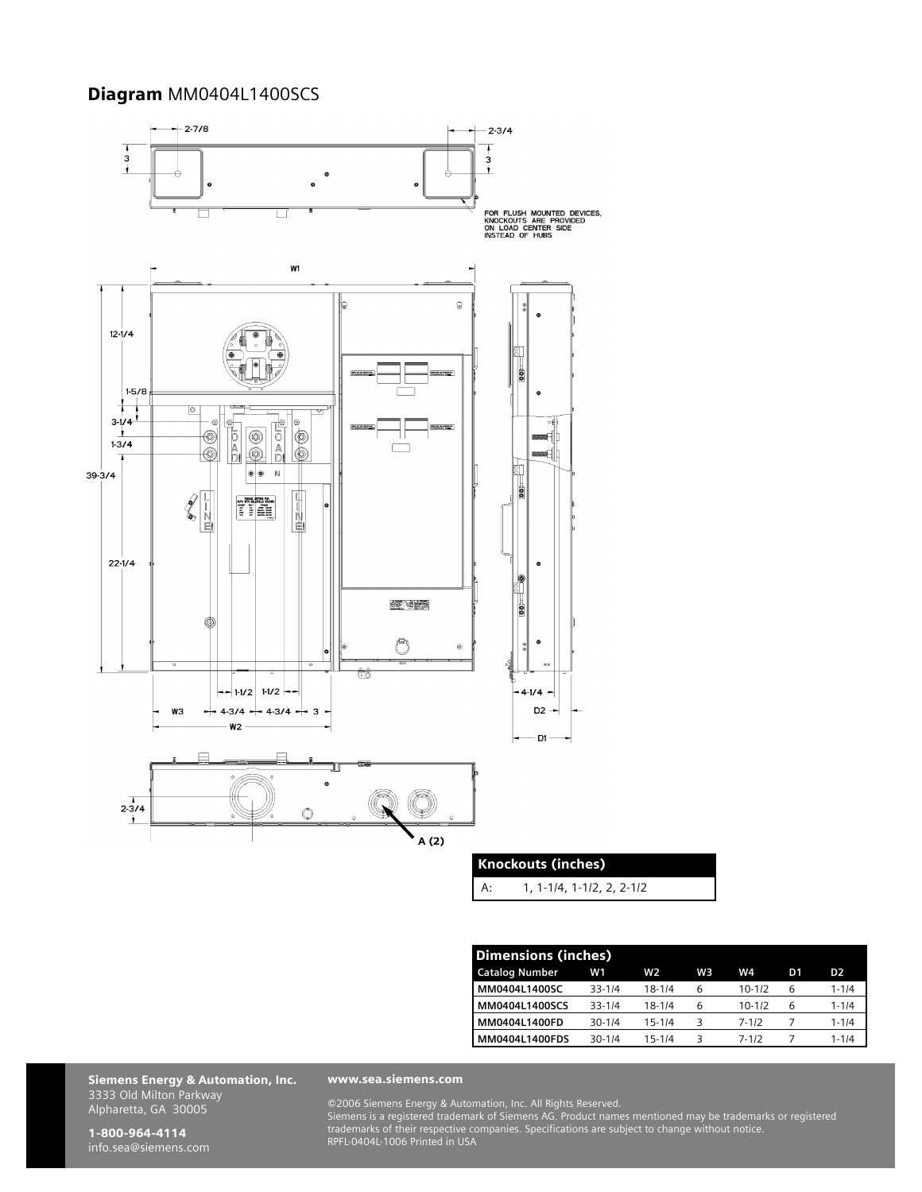## **Diagram** MM0404L1400SCS

FOR FLUSH MOUNTED DEVICES, KNOCKOUTS ARE PROVIDED ON LOAD CENTER SIDE INSTEAD OF HUBS

A (2)

| Knockouts (inches) | |
|---|---|
| A: | 1, 1-1/4, 1-1/2, 2, 2-1/2 |

| Dimensions (inches) | | | | | | |
|---|---|---|---|---|---|---|
| Catalog Number | W1 | W2 | W3 | W4 | D1 | D2 |
| MM0404L1400SC | 33-1/4 | 18-1/4 | 6 | 10-1/2 | 6 | 1-1/4 |
| MM0404L1400SCS | 33-1/4 | 18-1/4 | 6 | 10-1/2 | 6 | 1-1/4 |
| MM0404L1400FD | 30-1/4 | 15-1/4 | 3 | 7-1/2 | 7 | 1-1/4 |
| MM0404L1400FDS | 30-1/4 | 15-1/4 | 3 | 7-1/2 | 7 | 1-1/4 |

**Siemens Energy & Automation, Inc.**
3333 Old Milton Parkway
Alpharetta, GA 30005

**1-800-964-4114**
info.sea@siemens.com

**www.sea.siemens.com**

©2006 Siemens Energy & Automation, Inc. All Rights Reserved.
Siemens is a registered trademark of Siemens AG. Product names mentioned may be trademarks or registered trademarks of their respective companies. Specifications are subject to change without notice.
RPFL-0404L-1006 Printed in USA